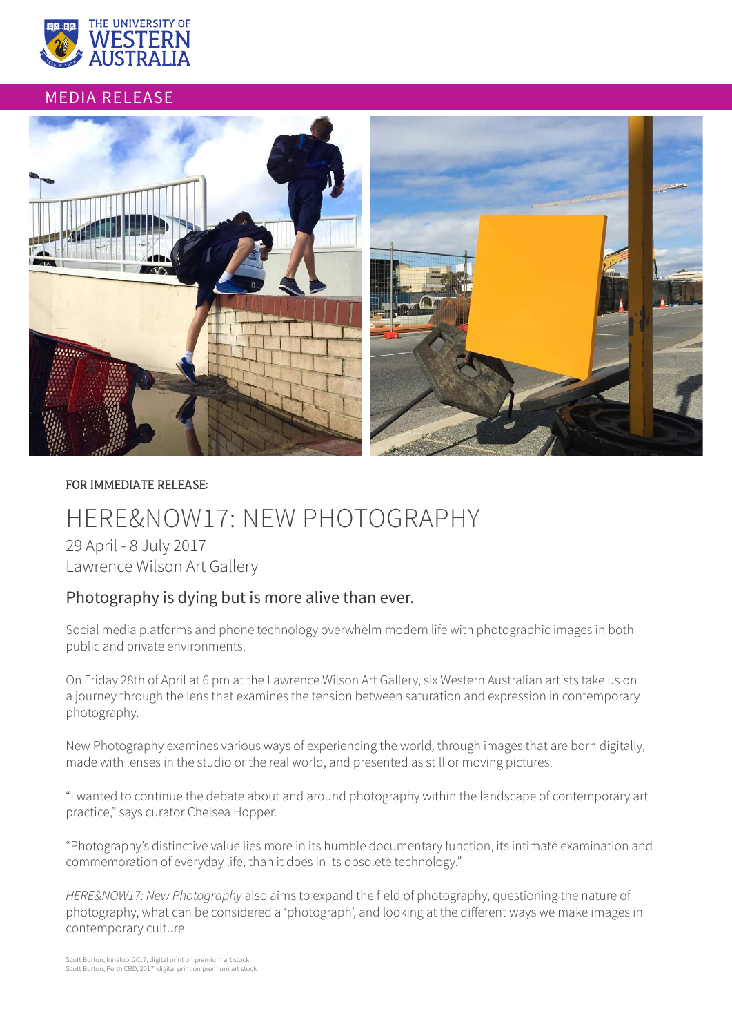MEDIA RELEASE

FOR IMMEDIATE RELEASE:

# HERE&NOW17: NEW PHOTOGRAPHY

29 April - 8 July 2017
Lawrence Wilson Art Gallery

## Photography is dying but is more alive than ever.

Social media platforms and phone technology overwhelm modern life with photographic images in both public and private environments.

On Friday 28th of April at 6 pm at the Lawrence Wilson Art Gallery, six Western Australian artists take us on a journey through the lens that examines the tension between saturation and expression in contemporary photography.

New Photography examines various ways of experiencing the world, through images that are born digitally, made with lenses in the studio or the real world, and presented as still or moving pictures.

"I wanted to continue the debate about and around photography within the landscape of contemporary art practice," says curator Chelsea Hopper.

"Photography's distinctive value lies more in its humble documentary function, its intimate examination and commemoration of everyday life, than it does in its obsolete technology."

*HERE&NOW17: New Photography* also aims to expand the field of photography, questioning the nature of photography, what can be considered a 'photograph', and looking at the different ways we make images in contemporary culture.

---

Scott Burton, Innaloo, 2017, digital print on premium art stock
Scott Burton, Perth CBD, 2017, digital print on premium art stock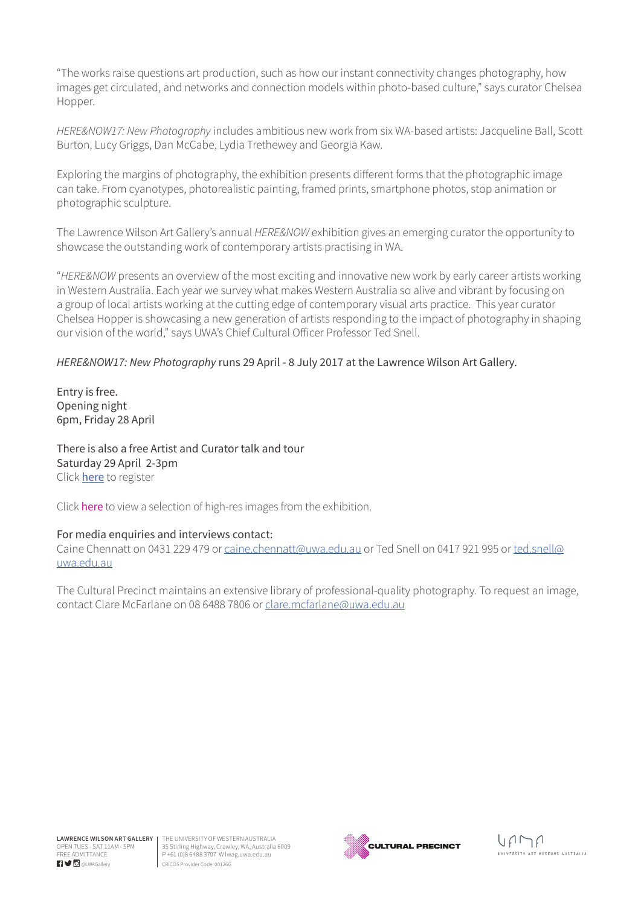"The works raise questions art production, such as how our instant connectivity changes photography, how images get circulated, and networks and connection models within photo-based culture," says curator Chelsea Hopper.

*HERE&NOW17: New Photography* includes ambitious new work from six WA-based artists: Jacqueline Ball, Scott Burton, Lucy Griggs, Dan McCabe, Lydia Trethewey and Georgia Kaw.

Exploring the margins of photography, the exhibition presents different forms that the photographic image can take. From cyanotypes, photorealistic painting, framed prints, smartphone photos, stop animation or photographic sculpture.

The Lawrence Wilson Art Gallery's annual *HERE&NOW* exhibition gives an emerging curator the opportunity to showcase the outstanding work of contemporary artists practising in WA.

"*HERE&NOW* presents an overview of the most exciting and innovative new work by early career artists working in Western Australia. Each year we survey what makes Western Australia so alive and vibrant by focusing on a group of local artists working at the cutting edge of contemporary visual arts practice. This year curator Chelsea Hopper is showcasing a new generation of artists responding to the impact of photography in shaping our vision of the world," says UWA's Chief Cultural Officer Professor Ted Snell.

*HERE&NOW17: New Photography* runs 29 April - 8 July 2017 at the Lawrence Wilson Art Gallery.

Entry is free.
Opening night
6pm, Friday 28 April

There is also a free Artist and Curator talk and tour
Saturday 29 April 2-3pm
Click here to register

Click here to view a selection of high-res images from the exhibition.

For media enquiries and interviews contact:
Caine Chennatt on 0431 229 479 or caine.chennatt@uwa.edu.au or Ted Snell on 0417 921 995 or ted.snell@uwa.edu.au

The Cultural Precinct maintains an extensive library of professional-quality photography. To request an image, contact Clare McFarlane on 08 6488 7806 or clare.mcfarlane@uwa.edu.au

**LAWRENCE WILSON ART GALLERY**
OPEN TUES - SAT 11AM - 5PM
FREE ADMITTANCE
@LWAGallery

THE UNIVERSITY OF WESTERN AUSTRALIA
35 Stirling Highway, Crawley, WA, Australia 6009
P +61 (0)8 6488 3707 W lwag.uwa.edu.au
CRICOS Provider Code: 00126G

CULTURAL PRECINCT

UAMA UNIVERSITY ART MUSEUMS AUSTRALIA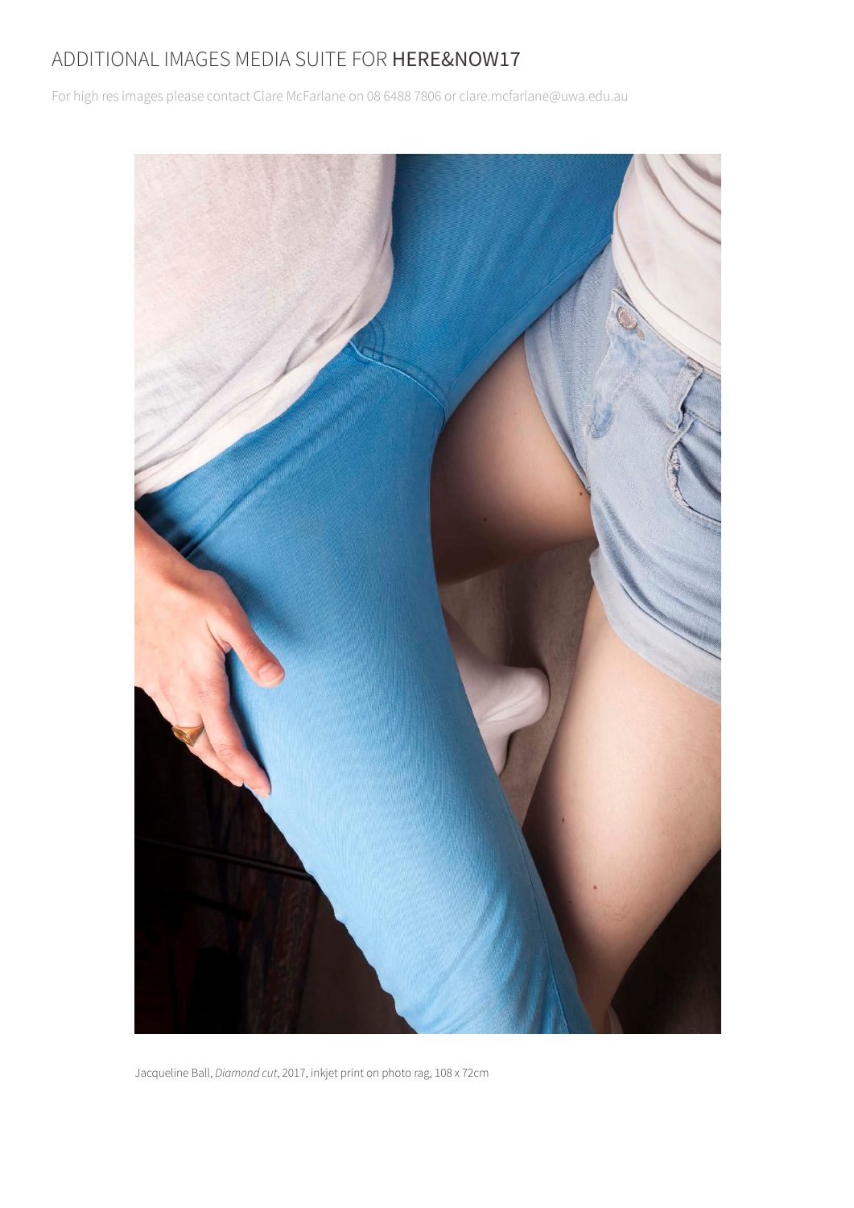# ADDITIONAL IMAGES MEDIA SUITE FOR **HERE&NOW17**

For high res images please contact Clare McFarlane on 08 6488 7806 or clare.mcfarlane@uwa.edu.au

Jacqueline Ball, *Diamond cut*, 2017, inkjet print on photo rag, 108 x 72cm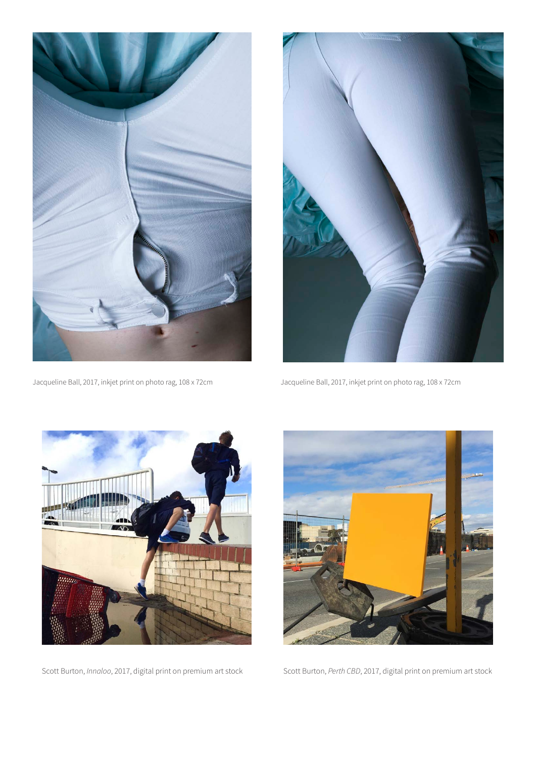Jacqueline Ball, 2017, inkjet print on photo rag, 108 x 72cm

Jacqueline Ball, 2017, inkjet print on photo rag, 108 x 72cm

Scott Burton, *Innaloo*, 2017, digital print on premium art stock

Scott Burton, *Perth CBD*, 2017, digital print on premium art stock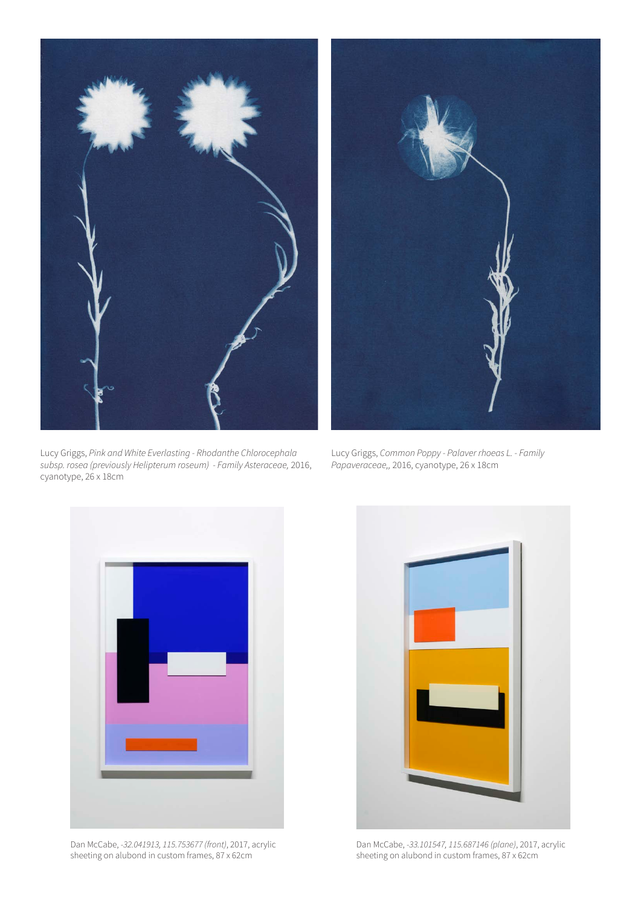Lucy Griggs, *Pink and White Everlasting - Rhodanthe Chlorocephala subsp. rosea (previously Helipterum roseum) - Family Asteraceae,* 2016, cyanotype, 26 x 18cm

Lucy Griggs, *Common Poppy - Palaver rhoeas L. - Family Papaveraceae,,* 2016, cyanotype, 26 x 18cm

Dan McCabe, *-32.041913, 115.753677 (front)*, 2017, acrylic sheeting on alubond in custom frames, 87 x 62cm

Dan McCabe, *-33.101547, 115.687146 (plane)*, 2017, acrylic sheeting on alubond in custom frames, 87 x 62cm